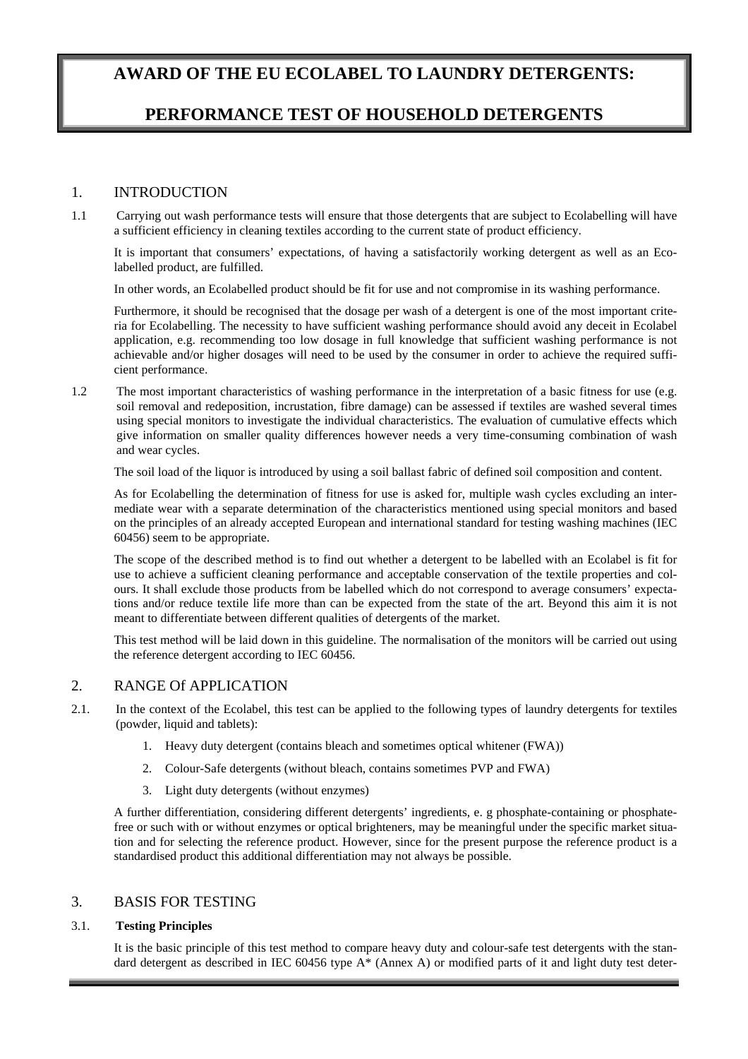# AWARD OF THE EU ECOLABEL TO LAUNDRY DETERGENTS:

# PERFORMANCE TEST OF HOUSEHOLD DETERGENTS

## 1. INTRODUCTION

1.1 Carrying out wash performance tests will ensure that those detergents that are subject to Ecolabelling will have a sufficient efficiency in cleaning textiles according to the current state of product efficiency.

It is important that consumers' expectations, of having a satisfactorily working detergent as well as an Eco-labelled product, are fulfilled.

In other words, an Ecolabelled product should be fit for use and not compromise in its washing performance.

Furthermore, it should be recognised that the dosage per wash of a detergent is one of the most important criteria for Ecolabelling. The necessity to have sufficient washing performance should avoid any deceit in Ecolabel application, e.g. recommending too low dosage in full knowledge that sufficient washing performance is not achievable and/or higher dosages will need to be used by the consumer in order to achieve the required sufficient performance.

1.2 The most important characteristics of washing performance in the interpretation of a basic fitness for use (e.g. soil removal and redeposition, incrustation, fibre damage) can be assessed if textiles are washed several times using special monitors to investigate the individual characteristics. The evaluation of cumulative effects which give information on smaller quality differences however needs a very time-consuming combination of wash and wear cycles.

The soil load of the liquor is introduced by using a soil ballast fabric of defined soil composition and content.

As for Ecolabelling the determination of fitness for use is asked for, multiple wash cycles excluding an intermediate wear with a separate determination of the characteristics mentioned using special monitors and based on the principles of an already accepted European and international standard for testing washing machines (IEC 60456) seem to be appropriate.

The scope of the described method is to find out whether a detergent to be labelled with an Ecolabel is fit for use to achieve a sufficient cleaning performance and acceptable conservation of the textile properties and colours. It shall exclude those products from be labelled which do not correspond to average consumers' expectations and/or reduce textile life more than can be expected from the state of the art. Beyond this aim it is not meant to differentiate between different qualities of detergents of the market.

This test method will be laid down in this guideline. The normalisation of the monitors will be carried out using the reference detergent according to IEC 60456.

## 2. RANGE Of APPLICATION

2.1. In the context of the Ecolabel, this test can be applied to the following types of laundry detergents for textiles (powder, liquid and tablets):

1. Heavy duty detergent (contains bleach and sometimes optical whitener (FWA))
2. Colour-Safe detergents (without bleach, contains sometimes PVP and FWA)
3. Light duty detergents (without enzymes)

A further differentiation, considering different detergents' ingredients, e. g phosphate-containing or phosphate-free or such with or without enzymes or optical brighteners, may be meaningful under the specific market situation and for selecting the reference product. However, since for the present purpose the reference product is a standardised product this additional differentiation may not always be possible.

## 3. BASIS FOR TESTING

### 3.1. Testing Principles

It is the basic principle of this test method to compare heavy duty and colour-safe test detergents with the standard detergent as described in IEC 60456 type A* (Annex A) or modified parts of it and light duty test deter-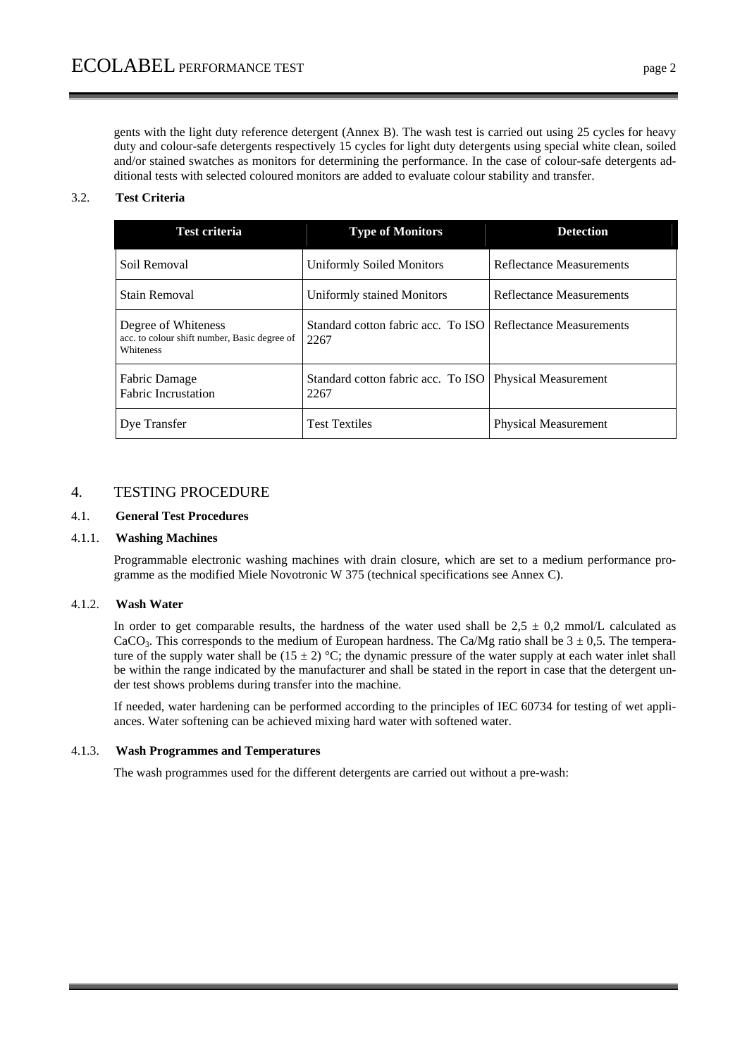gents with the light duty reference detergent (Annex B). The wash test is carried out using 25 cycles for heavy duty and colour-safe detergents respectively 15 cycles for light duty detergents using special white clean, soiled and/or stained swatches as monitors for determining the performance. In the case of colour-safe detergents additional tests with selected coloured monitors are added to evaluate colour stability and transfer.

### 3.2. Test Criteria

| Test criteria | Type of Monitors | Detection |
|---|---|---|
| Soil Removal | Uniformly Soiled Monitors | Reflectance Measurements |
| Stain Removal | Uniformly stained Monitors | Reflectance Measurements |
| Degree of Whiteness acc. to colour shift number, Basic degree of Whiteness | Standard cotton fabric acc. To ISO 2267 | Reflectance Measurements |
| Fabric Damage Fabric Incrustation | Standard cotton fabric acc. To ISO 2267 | Physical Measurement |
| Dye Transfer | Test Textiles | Physical Measurement |

## 4. TESTING PROCEDURE

### 4.1. General Test Procedures

#### 4.1.1. Washing Machines

Programmable electronic washing machines with drain closure, which are set to a medium performance programme as the modified Miele Novotronic W 375 (technical specifications see Annex C).

#### 4.1.2. Wash Water

In order to get comparable results, the hardness of the water used shall be 2,5 ± 0,2 mmol/L calculated as $CaCO_3$. This corresponds to the medium of European hardness. The Ca/Mg ratio shall be 3 ± 0,5. The temperature of the supply water shall be (15 ± 2) °C; the dynamic pressure of the water supply at each water inlet shall be within the range indicated by the manufacturer and shall be stated in the report in case that the detergent under test shows problems during transfer into the machine.

If needed, water hardening can be performed according to the principles of IEC 60734 for testing of wet appliances. Water softening can be achieved mixing hard water with softened water.

#### 4.1.3. Wash Programmes and Temperatures

The wash programmes used for the different detergents are carried out without a pre-wash: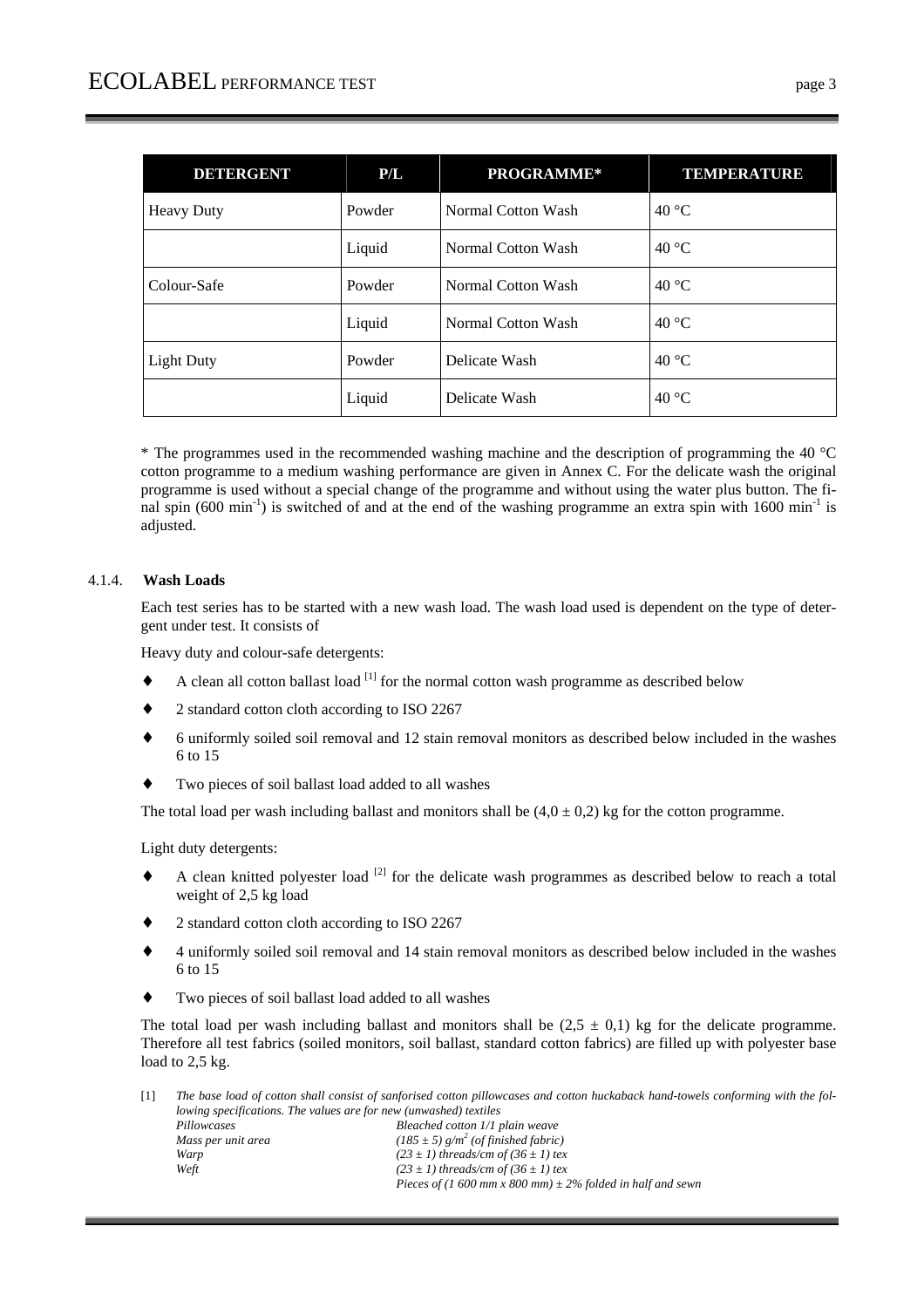| DETERGENT | P/L | PROGRAMME* | TEMPERATURE |
|---|---|---|---|
| Heavy Duty | Powder | Normal Cotton Wash | 40 °C |
| | Liquid | Normal Cotton Wash | 40 °C |
| Colour-Safe | Powder | Normal Cotton Wash | 40 °C |
| | Liquid | Normal Cotton Wash | 40 °C |
| Light Duty | Powder | Delicate Wash | 40 °C |
| | Liquid | Delicate Wash | 40 °C |

\* The programmes used in the recommended washing machine and the description of programming the 40 °C cotton programme to a medium washing performance are given in Annex C. For the delicate wash the original programme is used without a special change of the programme and without using the water plus button. The final spin (600 $min^{-1}$) is switched of and at the end of the washing programme an extra spin with 1600 $min^{-1}$ is adjusted.

#### 4.1.4. Wash Loads

Each test series has to be started with a new wash load. The wash load used is dependent on the type of detergent under test. It consists of

Heavy duty and colour-safe detergents:

- A clean all cotton ballast load [1] for the normal cotton wash programme as described below
- 2 standard cotton cloth according to ISO 2267
- 6 uniformly soiled soil removal and 12 stain removal monitors as described below included in the washes 6 to 15
- Two pieces of soil ballast load added to all washes

The total load per wash including ballast and monitors shall be (4,0 ± 0,2) kg for the cotton programme.

Light duty detergents:

- A clean knitted polyester load [2] for the delicate wash programmes as described below to reach a total weight of 2,5 kg load
- 2 standard cotton cloth according to ISO 2267
- 4 uniformly soiled soil removal and 14 stain removal monitors as described below included in the washes 6 to 15
- Two pieces of soil ballast load added to all washes

The total load per wash including ballast and monitors shall be (2,5 ± 0,1) kg for the delicate programme. Therefore all test fabrics (soiled monitors, soil ballast, standard cotton fabrics) are filled up with polyester base load to 2,5 kg.

[1] *The base load of cotton shall consist of sanforised cotton pillowcases and cotton huckaback hand-towels conforming with the following specifications. The values are for new (unwashed) textiles*

| | |
|---|---|
| *Pillowcases* | *Bleached cotton 1/1 plain weave* |
| *Mass per unit area* | *(185 ± 5) g/$m^2$ (of finished fabric)* |
| *Warp* | *(23 ± 1) threads/cm of (36 ± 1) tex* |
| *Weft* | *(23 ± 1) threads/cm of (36 ± 1) tex* |
| | *Pieces of (1 600 mm x 800 mm) ± 2% folded in half and sewn* |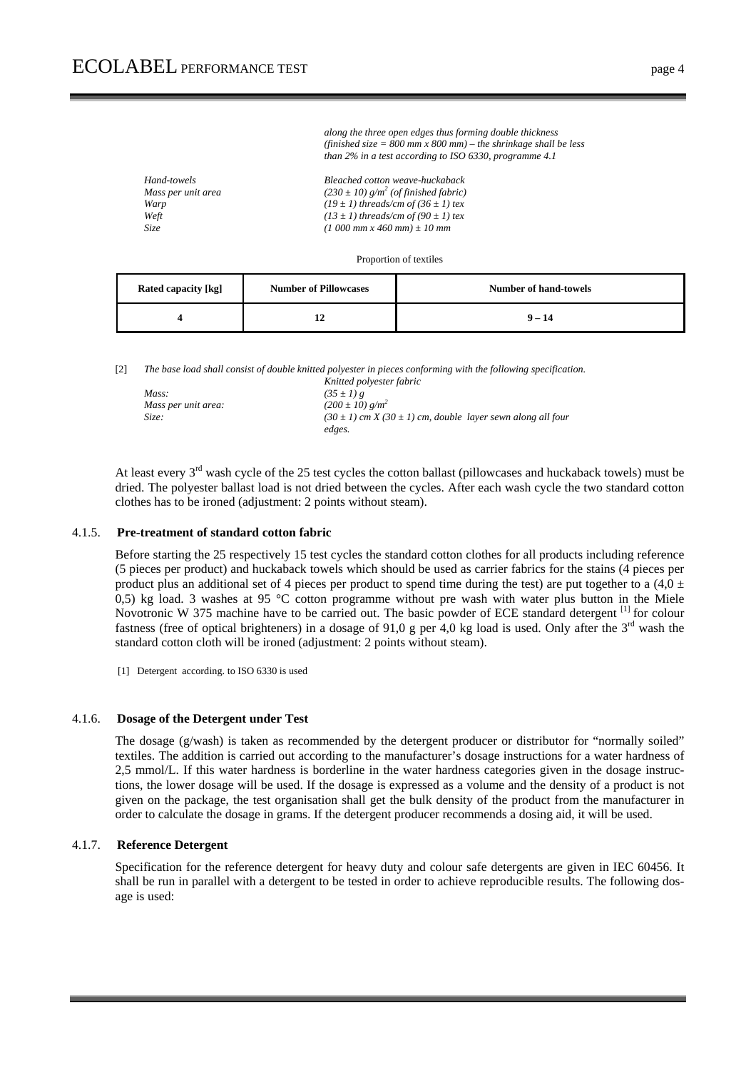*along the three open edges thus forming double thickness (finished size = 800 mm x 800 mm) – the shrinkage shall be less than 2% in a test according to ISO 6330, programme 4.1*

| | |
|---|---|
| *Hand-towels* | *Bleached cotton weave-huckaback* |
| *Mass per unit area* | *(230 ± 10) g/m² (of finished fabric)* |
| *Warp* | *(19 ± 1) threads/cm of (36 ± 1) tex* |
| *Weft* | *(13 ± 1) threads/cm of (90 ± 1) tex* |
| *Size* | *(1 000 mm x 460 mm) ± 10 mm* |

Proportion of textiles

| Rated capacity [kg] | Number of Pillowcases | Number of hand-towels |
|---|---|---|
| **4** | **12** | **9 – 14** |

[2] *The base load shall consist of double knitted polyester in pieces conforming with the following specification.*

| | |
|---|---|
| | *Knitted polyester fabric* |
| *Mass:* | *(35 ± 1) g* |
| *Mass per unit area:* | *(200 ± 10) g/m²* |
| *Size:* | *(30 ± 1) cm X (30 ± 1) cm, double layer sewn along all four edges.* |

At least every 3rd wash cycle of the 25 test cycles the cotton ballast (pillowcases and huckaback towels) must be dried. The polyester ballast load is not dried between the cycles. After each wash cycle the two standard cotton clothes has to be ironed (adjustment: 2 points without steam).

### 4.1.5. Pre-treatment of standard cotton fabric

Before starting the 25 respectively 15 test cycles the standard cotton clothes for all products including reference (5 pieces per product) and huckaback towels which should be used as carrier fabrics for the stains (4 pieces per product plus an additional set of 4 pieces per product to spend time during the test) are put together to a (4,0 ± 0,5) kg load. 3 washes at 95 °C cotton programme without pre wash with water plus button in the Miele Novotronic W 375 machine have to be carried out. The basic powder of ECE standard detergent [1] for colour fastness (free of optical brighteners) in a dosage of 91,0 g per 4,0 kg load is used. Only after the 3rd wash the standard cotton cloth will be ironed (adjustment: 2 points without steam).

[1] Detergent according. to ISO 6330 is used

### 4.1.6. Dosage of the Detergent under Test

The dosage (g/wash) is taken as recommended by the detergent producer or distributor for "normally soiled" textiles. The addition is carried out according to the manufacturer's dosage instructions for a water hardness of 2,5 mmol/L. If this water hardness is borderline in the water hardness categories given in the dosage instructions, the lower dosage will be used. If the dosage is expressed as a volume and the density of a product is not given on the package, the test organisation shall get the bulk density of the product from the manufacturer in order to calculate the dosage in grams. If the detergent producer recommends a dosing aid, it will be used.

### 4.1.7. Reference Detergent

Specification for the reference detergent for heavy duty and colour safe detergents are given in IEC 60456. It shall be run in parallel with a detergent to be tested in order to achieve reproducible results. The following dosage is used: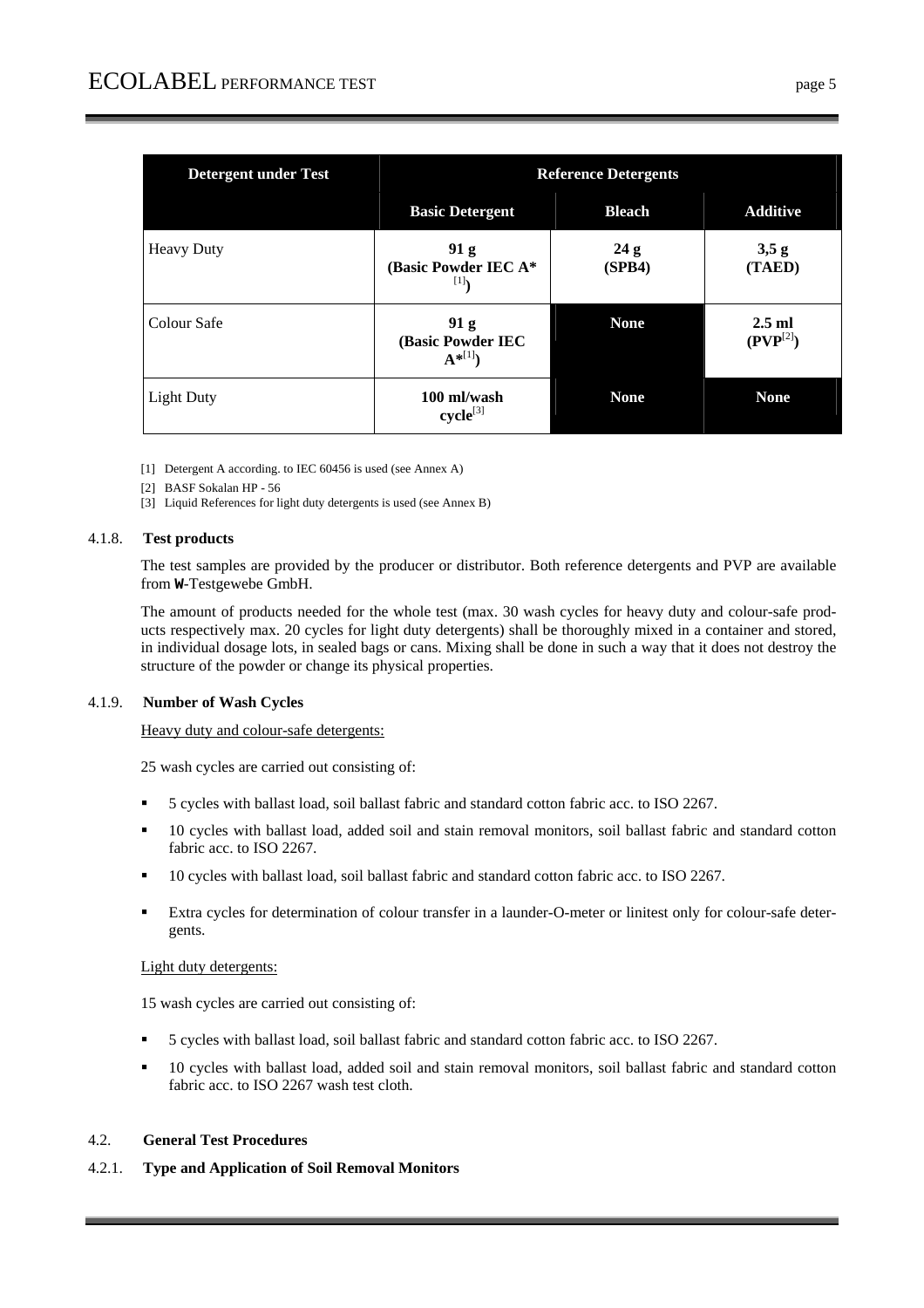| Detergent under Test | Reference Detergents | | |
|---|---|---|---|
| | **Basic Detergent** | **Bleach** | **Additive** |
| Heavy Duty | **91 g (Basic Powder IEC A*** [1]**)** | **24 g (SPB4)** | **3,5 g (TAED)** |
| Colour Safe | **91 g (Basic Powder IEC A***[1]**)** | **None** | **2.5 ml (PVP**[2]**)** |
| Light Duty | **100 ml/wash cycle**[3] | **None** | **None** |

[1] Detergent A according. to IEC 60456 is used (see Annex A)

[2] BASF Sokalan HP - 56

[3] Liquid References for light duty detergents is used (see Annex B)

### 4.1.8. Test products

The test samples are provided by the producer or distributor. Both reference detergents and PVP are available from **W**-Testgewebe GmbH.

The amount of products needed for the whole test (max. 30 wash cycles for heavy duty and colour-safe products respectively max. 20 cycles for light duty detergents) shall be thoroughly mixed in a container and stored, in individual dosage lots, in sealed bags or cans. Mixing shall be done in such a way that it does not destroy the structure of the powder or change its physical properties.

### 4.1.9. Number of Wash Cycles

Heavy duty and colour-safe detergents:

25 wash cycles are carried out consisting of:

- 5 cycles with ballast load, soil ballast fabric and standard cotton fabric acc. to ISO 2267.
- 10 cycles with ballast load, added soil and stain removal monitors, soil ballast fabric and standard cotton fabric acc. to ISO 2267.
- 10 cycles with ballast load, soil ballast fabric and standard cotton fabric acc. to ISO 2267.
- Extra cycles for determination of colour transfer in a launder-O-meter or linitest only for colour-safe detergents.

Light duty detergents:

15 wash cycles are carried out consisting of:

- 5 cycles with ballast load, soil ballast fabric and standard cotton fabric acc. to ISO 2267.
- 10 cycles with ballast load, added soil and stain removal monitors, soil ballast fabric and standard cotton fabric acc. to ISO 2267 wash test cloth.

## 4.2. General Test Procedures

### 4.2.1. Type and Application of Soil Removal Monitors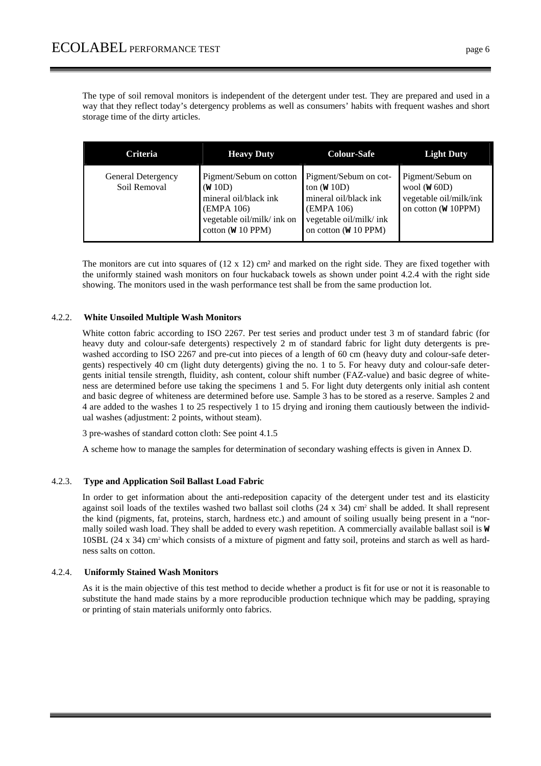The type of soil removal monitors is independent of the detergent under test. They are prepared and used in a way that they reflect today's detergency problems as well as consumers' habits with frequent washes and short storage time of the dirty articles.

| Criteria | Heavy Duty | Colour-Safe | Light Duty |
|---|---|---|---|
| General Detergency Soil Removal | Pigment/Sebum on cotton (W 10D)<br>mineral oil/black ink (EMPA 106)<br>vegetable oil/milk/ ink on cotton (W 10 PPM) | Pigment/Sebum on cotton (W 10D)<br>mineral oil/black ink (EMPA 106)<br>vegetable oil/milk/ ink on cotton (W 10 PPM) | Pigment/Sebum on wool (W 60D)<br>vegetable oil/milk/ink on cotton (W 10PPM) |

The monitors are cut into squares of (12 x 12) cm² and marked on the right side. They are fixed together with the uniformly stained wash monitors on four huckaback towels as shown under point 4.2.4 with the right side showing. The monitors used in the wash performance test shall be from the same production lot.

### 4.2.2. White Unsoiled Multiple Wash Monitors

White cotton fabric according to ISO 2267. Per test series and product under test 3 m of standard fabric (for heavy duty and colour-safe detergents) respectively 2 m of standard fabric for light duty detergents is pre-washed according to ISO 2267 and pre-cut into pieces of a length of 60 cm (heavy duty and colour-safe detergents) respectively 40 cm (light duty detergents) giving the no. 1 to 5. For heavy duty and colour-safe detergents initial tensile strength, fluidity, ash content, colour shift number (FAZ-value) and basic degree of whiteness are determined before use taking the specimens 1 and 5. For light duty detergents only initial ash content and basic degree of whiteness are determined before use. Sample 3 has to be stored as a reserve. Samples 2 and 4 are added to the washes 1 to 25 respectively 1 to 15 drying and ironing them cautiously between the individual washes (adjustment: 2 points, without steam).

3 pre-washes of standard cotton cloth: See point 4.1.5

A scheme how to manage the samples for determination of secondary washing effects is given in Annex D.

### 4.2.3. Type and Application Soil Ballast Load Fabric

In order to get information about the anti-redeposition capacity of the detergent under test and its elasticity against soil loads of the textiles washed two ballast soil cloths (24 x 34) cm² shall be added. It shall represent the kind (pigments, fat, proteins, starch, hardness etc.) and amount of soiling usually being present in a "normally soiled wash load. They shall be added to every wash repetition. A commercially available ballast soil is W 10SBL (24 x 34) cm² which consists of a mixture of pigment and fatty soil, proteins and starch as well as hardness salts on cotton.

### 4.2.4. Uniformly Stained Wash Monitors

As it is the main objective of this test method to decide whether a product is fit for use or not it is reasonable to substitute the hand made stains by a more reproducible production technique which may be padding, spraying or printing of stain materials uniformly onto fabrics.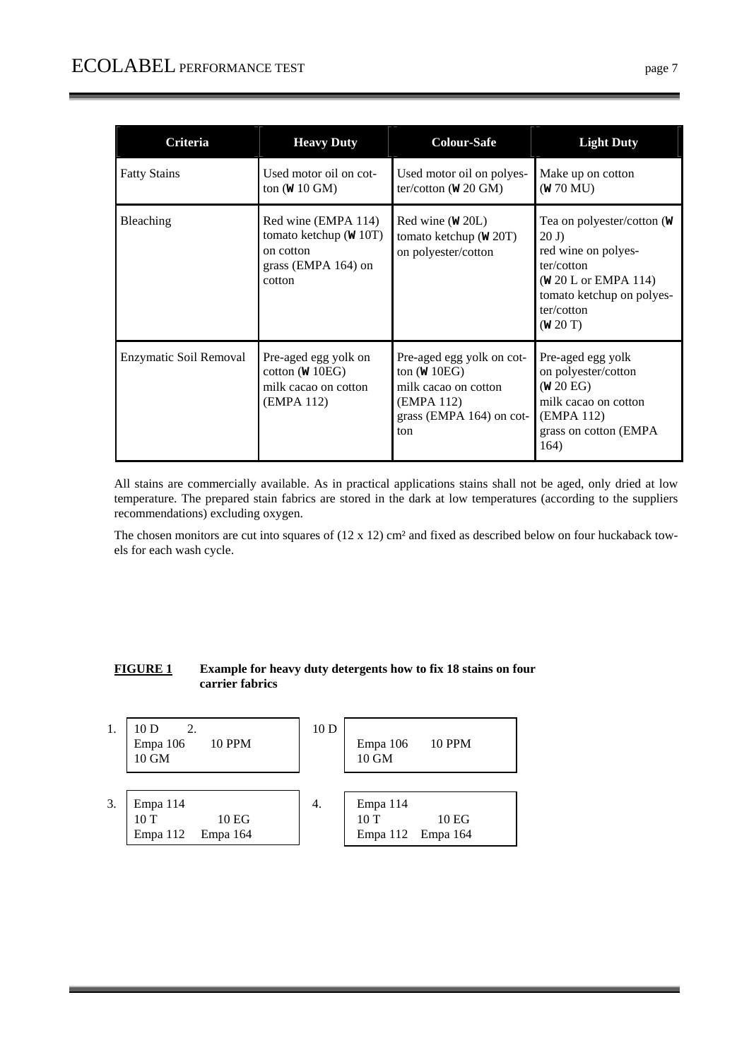| Criteria | Heavy Duty | Colour-Safe | Light Duty |
|---|---|---|---|
| Fatty Stains | Used motor oil on cotton (W 10 GM) | Used motor oil on polyester/cotton (W 20 GM) | Make up on cotton (W 70 MU) |
| Bleaching | Red wine (EMPA 114) tomato ketchup (W 10T) on cotton grass (EMPA 164) on cotton | Red wine (W 20L) tomato ketchup (W 20T) on polyester/cotton | Tea on polyester/cotton (W 20 J) red wine on polyester/cotton (W 20 L or EMPA 114) tomato ketchup on polyester/cotton (W 20 T) |
| Enzymatic Soil Removal | Pre-aged egg yolk on cotton (W 10EG) milk cacao on cotton (EMPA 112) | Pre-aged egg yolk on cotton (W 10EG) milk cacao on cotton (EMPA 112) grass (EMPA 164) on cotton | Pre-aged egg yolk on polyester/cotton (W 20 EG) milk cacao on cotton (EMPA 112) grass on cotton (EMPA 164) |

All stains are commercially available. As in practical applications stains shall not be aged, only dried at low temperature. The prepared stain fabrics are stored in the dark at low temperatures (according to the suppliers recommendations) excluding oxygen.

The chosen monitors are cut into squares of (12 x 12) cm² and fixed as described below on four huckaback towels for each wash cycle.

**FIGURE 1 Example for heavy duty detergents how to fix 18 stains on four carrier fabrics**

1. 10 D, Empa 106, 10 PPM, 10 GM

2. 10 D, Empa 106, 10 PPM, 10 GM

3. Empa 114, 10 T, 10 EG, Empa 112, Empa 164

4. Empa 114, 10 T, 10 EG, Empa 112, Empa 164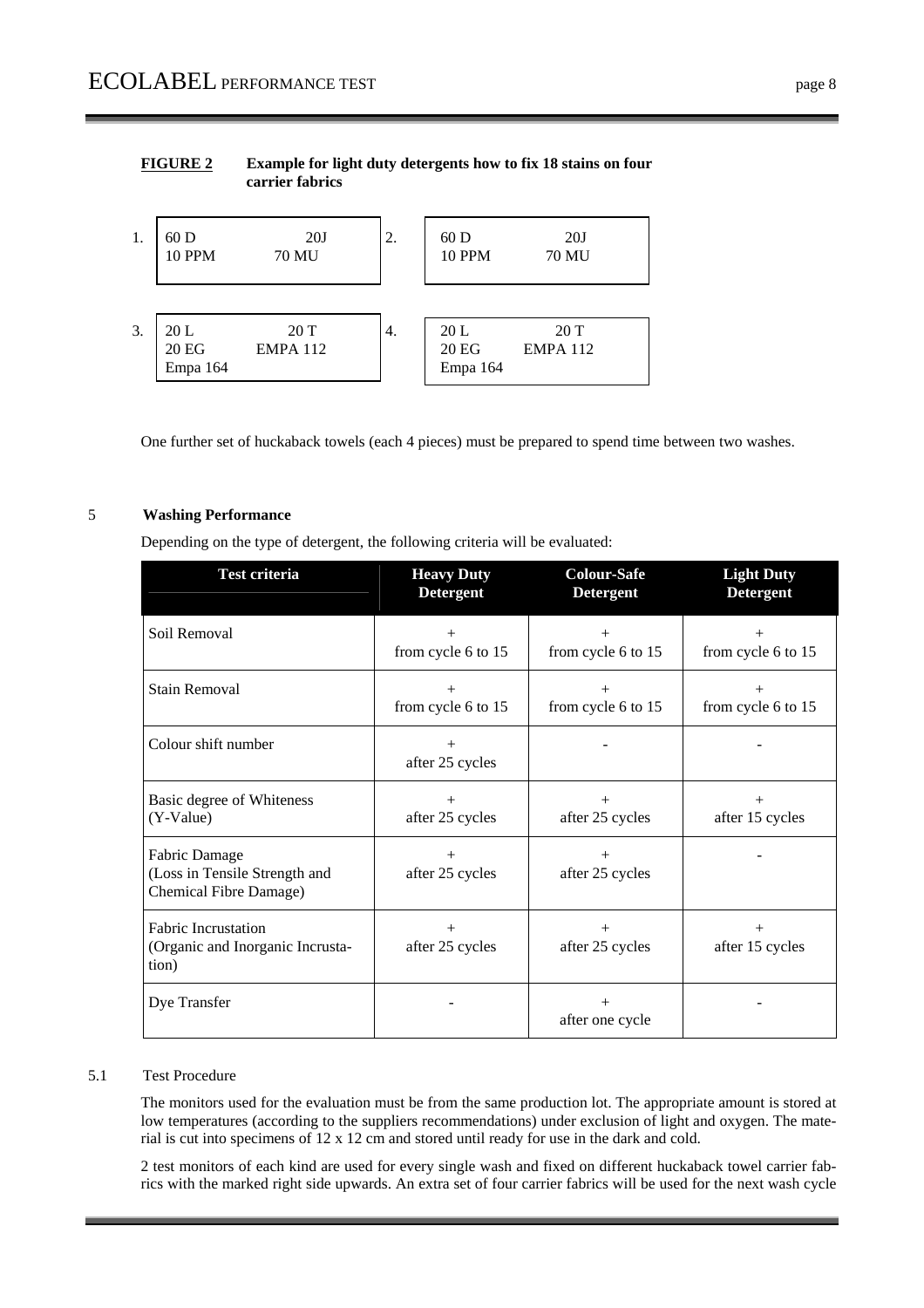**FIGURE 2** **Example for light duty detergents how to fix 18 stains on four carrier fabrics**

| | | | |
|---|---|---|---|
| 1. | 60 D 20J<br>10 PPM 70 MU | 2. | 60 D 20J<br>10 PPM 70 MU |
| 3. | 20 L 20 T<br>20 EG EMPA 112<br>Empa 164 | 4. | 20 L 20 T<br>20 EG EMPA 112<br>Empa 164 |

One further set of huckaback towels (each 4 pieces) must be prepared to spend time between two washes.

## 5 Washing Performance

Depending on the type of detergent, the following criteria will be evaluated:

| Test criteria | Heavy Duty Detergent | Colour-Safe Detergent | Light Duty Detergent |
|---|---|---|---|
| Soil Removal | +<br>from cycle 6 to 15 | +<br>from cycle 6 to 15 | +<br>from cycle 6 to 15 |
| Stain Removal | +<br>from cycle 6 to 15 | +<br>from cycle 6 to 15 | +<br>from cycle 6 to 15 |
| Colour shift number | +<br>after 25 cycles | - | - |
| Basic degree of Whiteness (Y-Value) | +<br>after 25 cycles | +<br>after 25 cycles | +<br>after 15 cycles |
| Fabric Damage (Loss in Tensile Strength and Chemical Fibre Damage) | +<br>after 25 cycles | +<br>after 25 cycles | - |
| Fabric Incrustation (Organic and Inorganic Incrusta-tion) | +<br>after 25 cycles | +<br>after 25 cycles | +<br>after 15 cycles |
| Dye Transfer | - | +<br>after one cycle | - |

### 5.1 Test Procedure

The monitors used for the evaluation must be from the same production lot. The appropriate amount is stored at low temperatures (according to the suppliers recommendations) under exclusion of light and oxygen. The material is cut into specimens of 12 x 12 cm and stored until ready for use in the dark and cold.

2 test monitors of each kind are used for every single wash and fixed on different huckaback towel carrier fabrics with the marked right side upwards. An extra set of four carrier fabrics will be used for the next wash cycle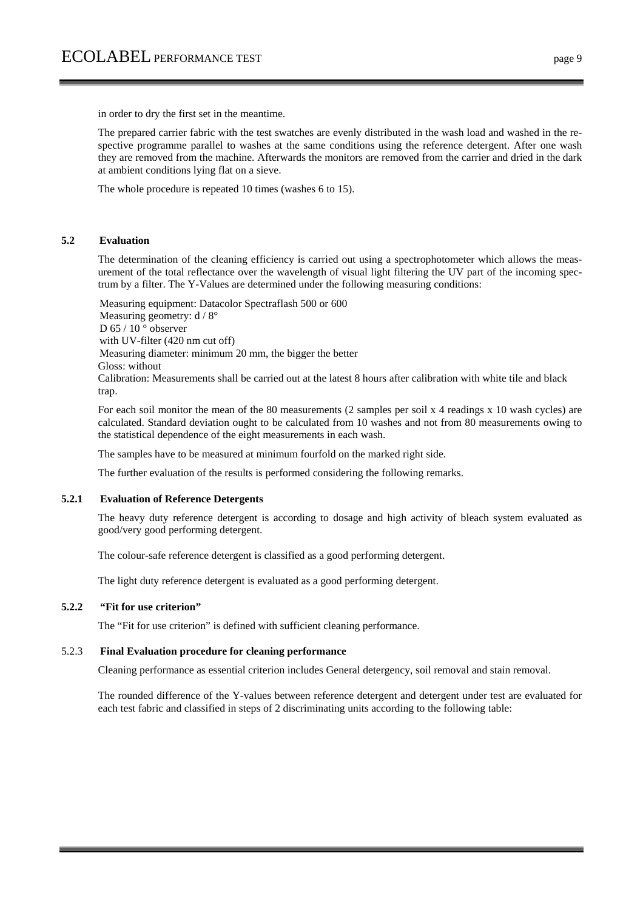in order to dry the first set in the meantime.

The prepared carrier fabric with the test swatches are evenly distributed in the wash load and washed in the respective programme parallel to washes at the same conditions using the reference detergent. After one wash they are removed from the machine. Afterwards the monitors are removed from the carrier and dried in the dark at ambient conditions lying flat on a sieve.

The whole procedure is repeated 10 times (washes 6 to 15).

### 5.2 Evaluation

The determination of the cleaning efficiency is carried out using a spectrophotometer which allows the measurement of the total reflectance over the wavelength of visual light filtering the UV part of the incoming spectrum by a filter. The Y-Values are determined under the following measuring conditions:

Measuring equipment: Datacolor Spectraflash 500 or 600
Measuring geometry: d / 8°
D 65 / 10 ° observer
with UV-filter (420 nm cut off)
Measuring diameter: minimum 20 mm, the bigger the better
Gloss: without
Calibration: Measurements shall be carried out at the latest 8 hours after calibration with white tile and black trap.

For each soil monitor the mean of the 80 measurements (2 samples per soil x 4 readings x 10 wash cycles) are calculated. Standard deviation ought to be calculated from 10 washes and not from 80 measurements owing to the statistical dependence of the eight measurements in each wash.

The samples have to be measured at minimum fourfold on the marked right side.

The further evaluation of the results is performed considering the following remarks.

#### 5.2.1 Evaluation of Reference Detergents

The heavy duty reference detergent is according to dosage and high activity of bleach system evaluated as good/very good performing detergent.

The colour-safe reference detergent is classified as a good performing detergent.

The light duty reference detergent is evaluated as a good performing detergent.

#### 5.2.2 "Fit for use criterion"

The "Fit for use criterion" is defined with sufficient cleaning performance.

#### 5.2.3 Final Evaluation procedure for cleaning performance

Cleaning performance as essential criterion includes General detergency, soil removal and stain removal.

The rounded difference of the Y-values between reference detergent and detergent under test are evaluated for each test fabric and classified in steps of 2 discriminating units according to the following table: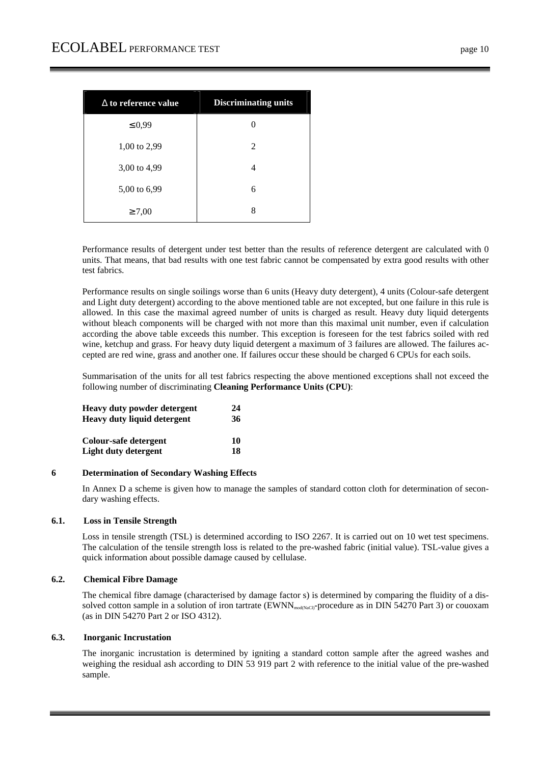| Δ to reference value | Discriminating units |
|---|---|
| ≤ 0,99 | 0 |
| 1,00 to 2,99 | 2 |
| 3,00 to 4,99 | 4 |
| 5,00 to 6,99 | 6 |
| ≥ 7,00 | 8 |

Performance results of detergent under test better than the results of reference detergent are calculated with 0 units. That means, that bad results with one test fabric cannot be compensated by extra good results with other test fabrics.

Performance results on single soilings worse than 6 units (Heavy duty detergent), 4 units (Colour-safe detergent and Light duty detergent) according to the above mentioned table are not excepted, but one failure in this rule is allowed. In this case the maximal agreed number of units is charged as result. Heavy duty liquid detergents without bleach components will be charged with not more than this maximal unit number, even if calculation according the above table exceeds this number. This exception is foreseen for the test fabrics soiled with red wine, ketchup and grass. For heavy duty liquid detergent a maximum of 3 failures are allowed. The failures accepted are red wine, grass and another one. If failures occur these should be charged 6 CPUs for each soils.

Summarisation of the units for all test fabrics respecting the above mentioned exceptions shall not exceed the following number of discriminating **Cleaning Performance Units (CPU)**:

| | |
|---|---|
| **Heavy duty powder detergent** | **24** |
| **Heavy duty liquid detergent** | **36** |
| **Colour-safe detergent** | **10** |
| **Light duty detergent** | **18** |

## 6 Determination of Secondary Washing Effects

In Annex D a scheme is given how to manage the samples of standard cotton cloth for determination of secondary washing effects.

### 6.1. Loss in Tensile Strength

Loss in tensile strength (TSL) is determined according to ISO 2267. It is carried out on 10 wet test specimens. The calculation of the tensile strength loss is related to the pre-washed fabric (initial value). TSL-value gives a quick information about possible damage caused by cellulase.

### 6.2. Chemical Fibre Damage

The chemical fibre damage (characterised by damage factor s) is determined by comparing the fluidity of a dissolved cotton sample in a solution of iron tartrate ($EWNN_{mod(NaCl)}$-procedure as in DIN 54270 Part 3) or couoxam (as in DIN 54270 Part 2 or ISO 4312).

### 6.3. Inorganic Incrustation

The inorganic incrustation is determined by igniting a standard cotton sample after the agreed washes and weighing the residual ash according to DIN 53 919 part 2 with reference to the initial value of the pre-washed sample.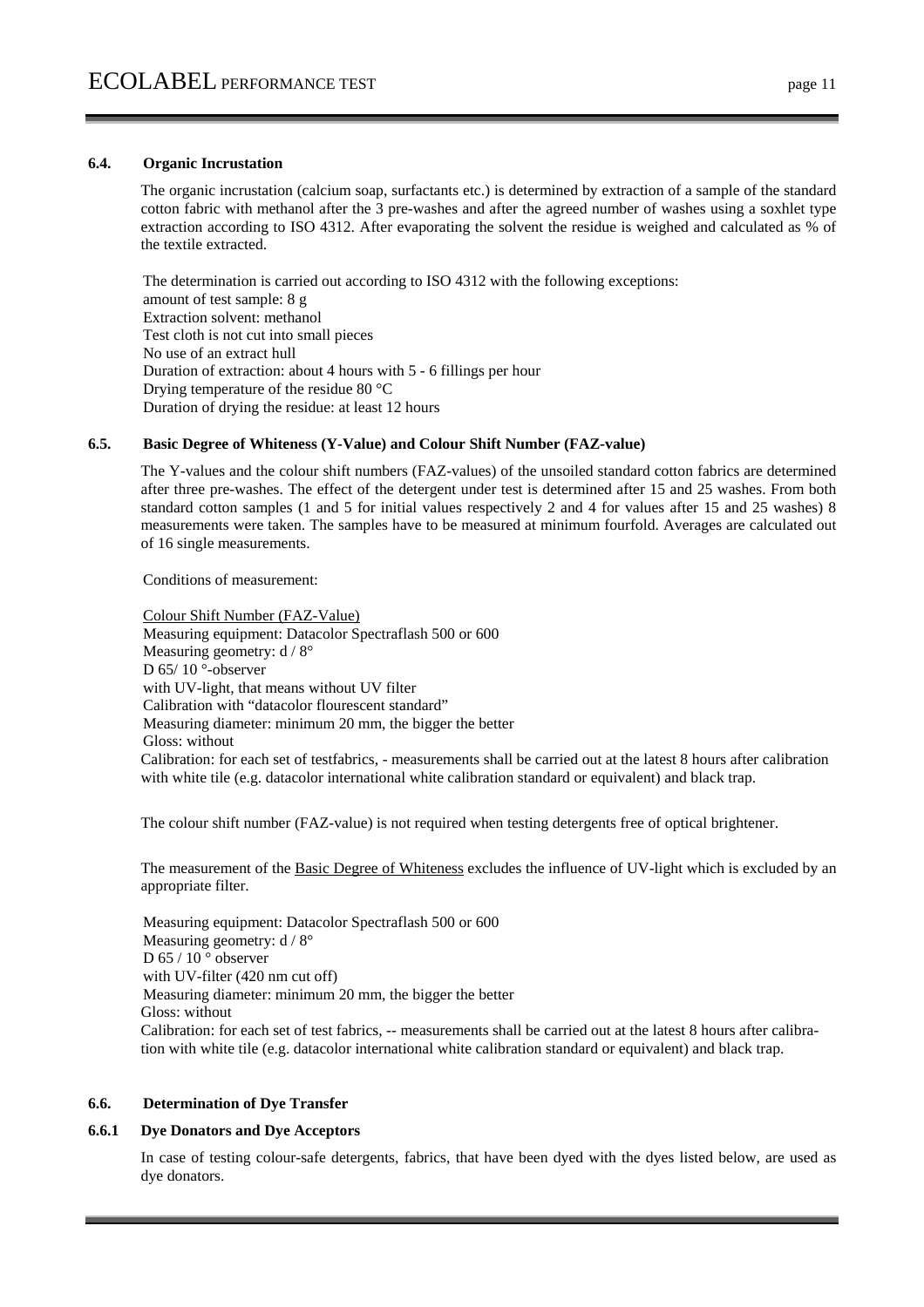### 6.4. Organic Incrustation

The organic incrustation (calcium soap, surfactants etc.) is determined by extraction of a sample of the standard cotton fabric with methanol after the 3 pre-washes and after the agreed number of washes using a soxhlet type extraction according to ISO 4312. After evaporating the solvent the residue is weighed and calculated as % of the textile extracted.

The determination is carried out according to ISO 4312 with the following exceptions:
amount of test sample: 8 g
Extraction solvent: methanol
Test cloth is not cut into small pieces
No use of an extract hull
Duration of extraction: about 4 hours with 5 - 6 fillings per hour
Drying temperature of the residue 80 °C
Duration of drying the residue: at least 12 hours

### 6.5. Basic Degree of Whiteness (Y-Value) and Colour Shift Number (FAZ-value)

The Y-values and the colour shift numbers (FAZ-values) of the unsoiled standard cotton fabrics are determined after three pre-washes. The effect of the detergent under test is determined after 15 and 25 washes. From both standard cotton samples (1 and 5 for initial values respectively 2 and 4 for values after 15 and 25 washes) 8 measurements were taken. The samples have to be measured at minimum fourfold. Averages are calculated out of 16 single measurements.

Conditions of measurement:

Colour Shift Number (FAZ-Value)
Measuring equipment: Datacolor Spectraflash 500 or 600
Measuring geometry: d / 8°
D 65/ 10 °-observer
with UV-light, that means without UV filter
Calibration with "datacolor flourescent standard"
Measuring diameter: minimum 20 mm, the bigger the better
Gloss: without
Calibration: for each set of testfabrics, - measurements shall be carried out at the latest 8 hours after calibration with white tile (e.g. datacolor international white calibration standard or equivalent) and black trap.

The colour shift number (FAZ-value) is not required when testing detergents free of optical brightener.

The measurement of the Basic Degree of Whiteness excludes the influence of UV-light which is excluded by an appropriate filter.

Measuring equipment: Datacolor Spectraflash 500 or 600
Measuring geometry: d / 8°
D 65 / 10 ° observer
with UV-filter (420 nm cut off)
Measuring diameter: minimum 20 mm, the bigger the better
Gloss: without
Calibration: for each set of test fabrics, -- measurements shall be carried out at the latest 8 hours after calibration with white tile (e.g. datacolor international white calibration standard or equivalent) and black trap.

### 6.6. Determination of Dye Transfer

#### 6.6.1 Dye Donators and Dye Acceptors

In case of testing colour-safe detergents, fabrics, that have been dyed with the dyes listed below, are used as dye donators.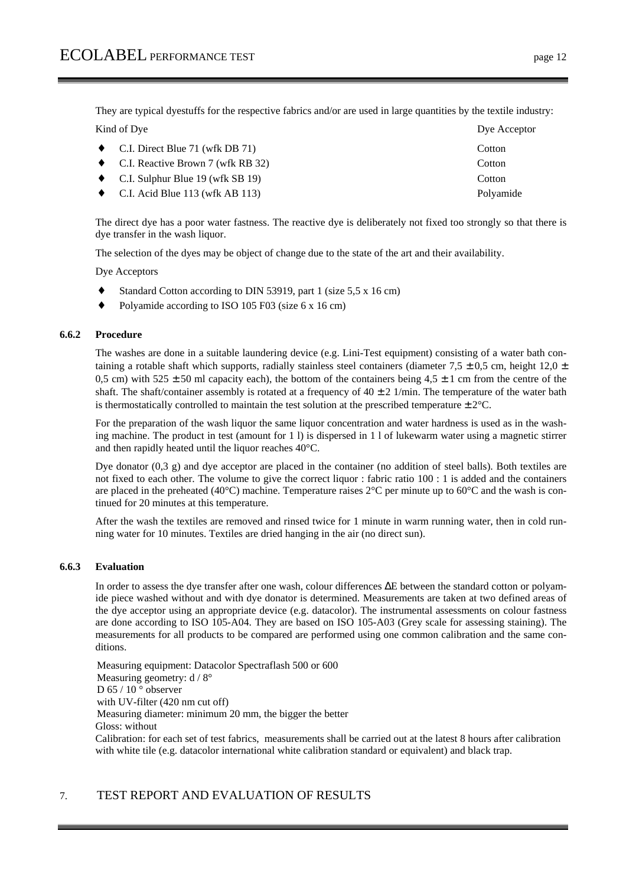They are typical dyestuffs for the respective fabrics and/or are used in large quantities by the textile industry:

| Kind of Dye | Dye Acceptor |
| --- | --- |
| ♦ C.I. Direct Blue 71 (wfk DB 71) | Cotton |
| ♦ C.I. Reactive Brown 7 (wfk RB 32) | Cotton |
| ♦ C.I. Sulphur Blue 19 (wfk SB 19) | Cotton |
| ♦ C.I. Acid Blue 113 (wfk AB 113) | Polyamide |

The direct dye has a poor water fastness. The reactive dye is deliberately not fixed too strongly so that there is dye transfer in the wash liquor.

The selection of the dyes may be object of change due to the state of the art and their availability.

Dye Acceptors

- Standard Cotton according to DIN 53919, part 1 (size 5,5 x 16 cm)
- Polyamide according to ISO 105 F03 (size 6 x 16 cm)

### 6.6.2 Procedure

The washes are done in a suitable laundering device (e.g. Lini-Test equipment) consisting of a water bath containing a rotable shaft which supports, radially stainless steel containers (diameter 7,5 ± 0,5 cm, height 12,0 ± 0,5 cm) with 525 ± 50 ml capacity each), the bottom of the containers being 4,5 ± 1 cm from the centre of the shaft. The shaft/container assembly is rotated at a frequency of 40 ± 2 1/min. The temperature of the water bath is thermostatically controlled to maintain the test solution at the prescribed temperature ± 2°C.

For the preparation of the wash liquor the same liquor concentration and water hardness is used as in the washing machine. The product in test (amount for 1 l) is dispersed in 1 l of lukewarm water using a magnetic stirrer and then rapidly heated until the liquor reaches 40°C.

Dye donator (0,3 g) and dye acceptor are placed in the container (no addition of steel balls). Both textiles are not fixed to each other. The volume to give the correct liquor : fabric ratio 100 : 1 is added and the containers are placed in the preheated (40°C) machine. Temperature raises 2°C per minute up to 60°C and the wash is continued for 20 minutes at this temperature.

After the wash the textiles are removed and rinsed twice for 1 minute in warm running water, then in cold running water for 10 minutes. Textiles are dried hanging in the air (no direct sun).

### 6.6.3 Evaluation

In order to assess the dye transfer after one wash, colour differences $\Delta E$ between the standard cotton or polyamide piece washed without and with dye donator is determined. Measurements are taken at two defined areas of the dye acceptor using an appropriate device (e.g. datacolor). The instrumental assessments on colour fastness are done according to ISO 105-A04. They are based on ISO 105-A03 (Grey scale for assessing staining). The measurements for all products to be compared are performed using one common calibration and the same conditions.

Measuring equipment: Datacolor Spectraflash 500 or 600
Measuring geometry: d / 8°
D 65 / 10 ° observer
with UV-filter (420 nm cut off)
Measuring diameter: minimum 20 mm, the bigger the better
Gloss: without
Calibration: for each set of test fabrics, measurements shall be carried out at the latest 8 hours after calibration with white tile (e.g. datacolor international white calibration standard or equivalent) and black trap.

## 7. TEST REPORT AND EVALUATION OF RESULTS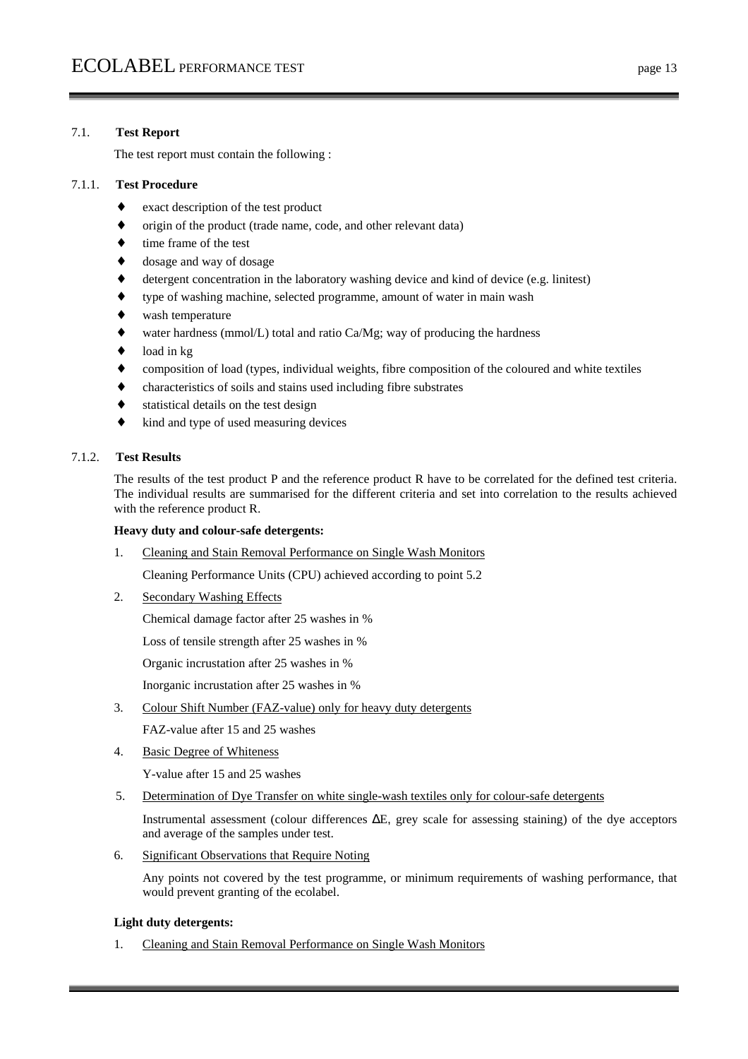### 7.1. Test Report

The test report must contain the following :

#### 7.1.1. Test Procedure

- exact description of the test product
- origin of the product (trade name, code, and other relevant data)
- time frame of the test
- dosage and way of dosage
- detergent concentration in the laboratory washing device and kind of device (e.g. linitest)
- type of washing machine, selected programme, amount of water in main wash
- wash temperature
- water hardness (mmol/L) total and ratio Ca/Mg; way of producing the hardness
- load in kg
- composition of load (types, individual weights, fibre composition of the coloured and white textiles
- characteristics of soils and stains used including fibre substrates
- statistical details on the test design
- kind and type of used measuring devices

#### 7.1.2. Test Results

The results of the test product P and the reference product R have to be correlated for the defined test criteria. The individual results are summarised for the different criteria and set into correlation to the results achieved with the reference product R.

**Heavy duty and colour-safe detergents:**

1. Cleaning and Stain Removal Performance on Single Wash Monitors

   Cleaning Performance Units (CPU) achieved according to point 5.2

2. Secondary Washing Effects

   Chemical damage factor after 25 washes in %

   Loss of tensile strength after 25 washes in %

   Organic incrustation after 25 washes in %

   Inorganic incrustation after 25 washes in %

3. Colour Shift Number (FAZ-value) only for heavy duty detergents

   FAZ-value after 15 and 25 washes

4. Basic Degree of Whiteness

   Y-value after 15 and 25 washes

5. Determination of Dye Transfer on white single-wash textiles only for colour-safe detergents

   Instrumental assessment (colour differences $\Delta E$, grey scale for assessing staining) of the dye acceptors and average of the samples under test.

6. Significant Observations that Require Noting

   Any points not covered by the test programme, or minimum requirements of washing performance, that would prevent granting of the ecolabel.

**Light duty detergents:**

1. Cleaning and Stain Removal Performance on Single Wash Monitors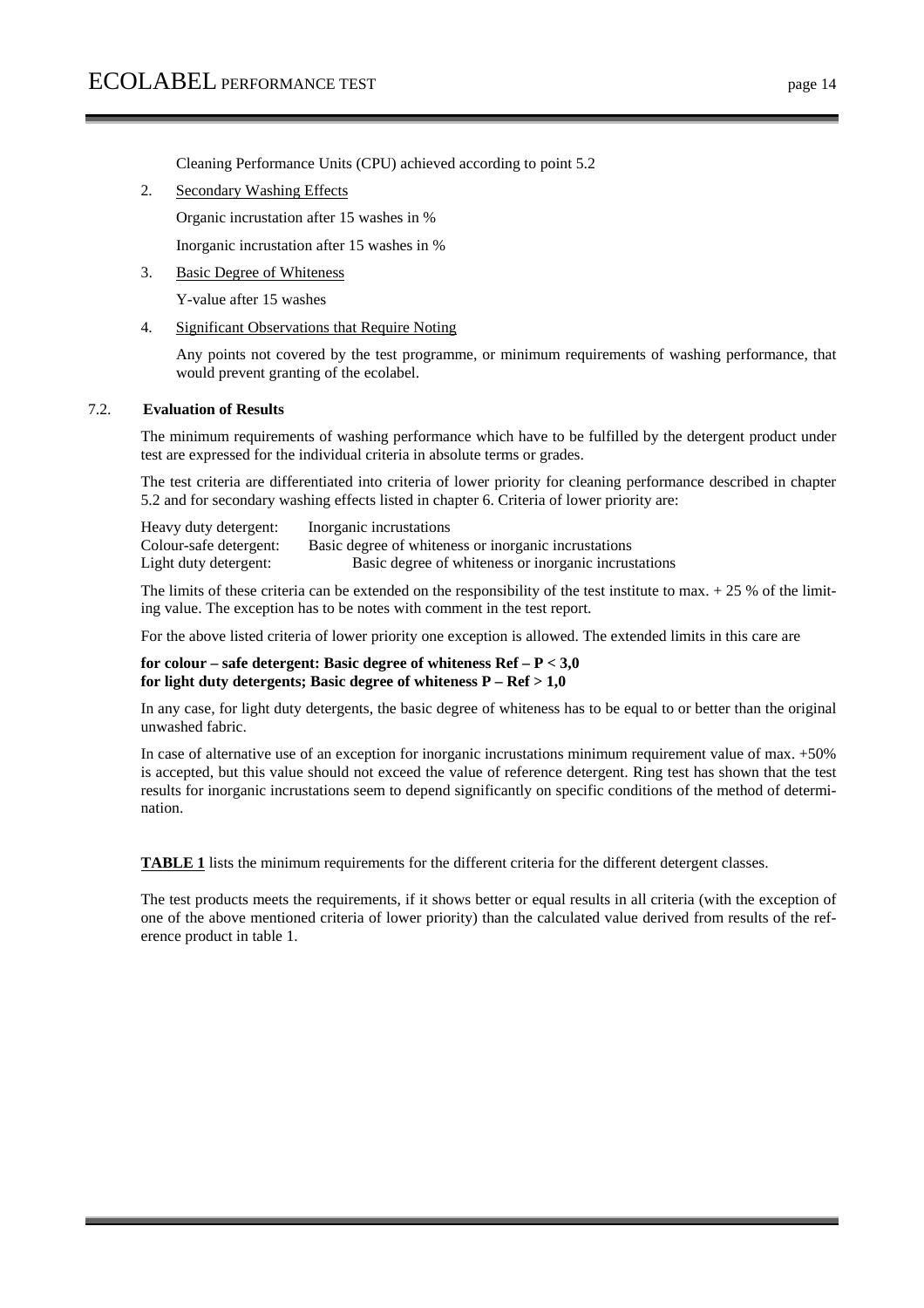Cleaning Performance Units (CPU) achieved according to point 5.2

2. Secondary Washing Effects

   Organic incrustation after 15 washes in %

   Inorganic incrustation after 15 washes in %

3. Basic Degree of Whiteness

   Y-value after 15 washes

4. Significant Observations that Require Noting

   Any points not covered by the test programme, or minimum requirements of washing performance, that would prevent granting of the ecolabel.

### 7.2. Evaluation of Results

The minimum requirements of washing performance which have to be fulfilled by the detergent product under test are expressed for the individual criteria in absolute terms or grades.

The test criteria are differentiated into criteria of lower priority for cleaning performance described in chapter 5.2 and for secondary washing effects listed in chapter 6. Criteria of lower priority are:

Heavy duty detergent: Inorganic incrustations
Colour-safe detergent: Basic degree of whiteness or inorganic incrustations
Light duty detergent: Basic degree of whiteness or inorganic incrustations

The limits of these criteria can be extended on the responsibility of the test institute to max. + 25 % of the limiting value. The exception has to be notes with comment in the test report.

For the above listed criteria of lower priority one exception is allowed. The extended limits in this care are

**for colour – safe detergent: Basic degree of whiteness Ref – P < 3,0**
**for light duty detergents; Basic degree of whiteness P – Ref > 1,0**

In any case, for light duty detergents, the basic degree of whiteness has to be equal to or better than the original unwashed fabric.

In case of alternative use of an exception for inorganic incrustations minimum requirement value of max. +50% is accepted, but this value should not exceed the value of reference detergent. Ring test has shown that the test results for inorganic incrustations seem to depend significantly on specific conditions of the method of determination.

**TABLE 1** lists the minimum requirements for the different criteria for the different detergent classes.

The test products meets the requirements, if it shows better or equal results in all criteria (with the exception of one of the above mentioned criteria of lower priority) than the calculated value derived from results of the reference product in table 1.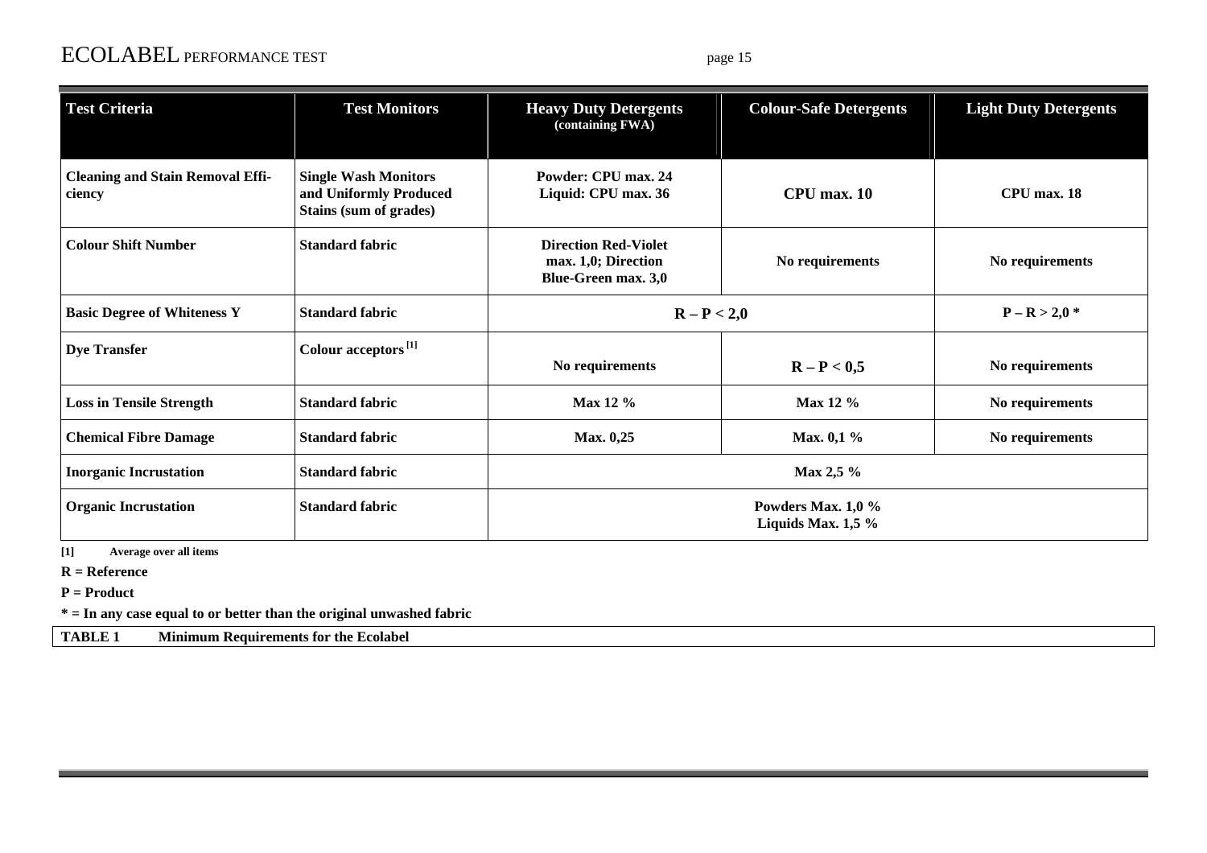| Test Criteria | Test Monitors | Heavy Duty Detergents (containing FWA) | Colour-Safe Detergents | Light Duty Detergents |
|---|---|---|---|---|
| **Cleaning and Stain Removal Efficiency** | **Single Wash Monitors and Uniformly Produced Stains (sum of grades)** | **Powder: CPU max. 24**<br>**Liquid: CPU max. 36** | **CPU max. 10** | **CPU max. 18** |
| **Colour Shift Number** | **Standard fabric** | **Direction Red-Violet max. 1,0; Direction Blue-Green max. 3,0** | **No requirements** | **No requirements** |
| **Basic Degree of Whiteness Y** | **Standard fabric** | **R – P < 2,0** | | **P – R > 2,0 *** |
| **Dye Transfer** | **Colour acceptors [1]** | **No requirements** | **R – P < 0,5** | **No requirements** |
| **Loss in Tensile Strength** | **Standard fabric** | **Max 12 %** | **Max 12 %** | **No requirements** |
| **Chemical Fibre Damage** | **Standard fabric** | **Max. 0,25** | **Max. 0,1 %** | **No requirements** |
| **Inorganic Incrustation** | **Standard fabric** | **Max 2,5 %** | | |
| **Organic Incrustation** | **Standard fabric** | **Powders Max. 1,0 %**<br>**Liquids Max. 1,5 %** | | |

**[1]** **Average over all items**

**R = Reference**

**P = Product**

**\* = In any case equal to or better than the original unwashed fabric**

**TABLE 1 Minimum Requirements for the Ecolabel**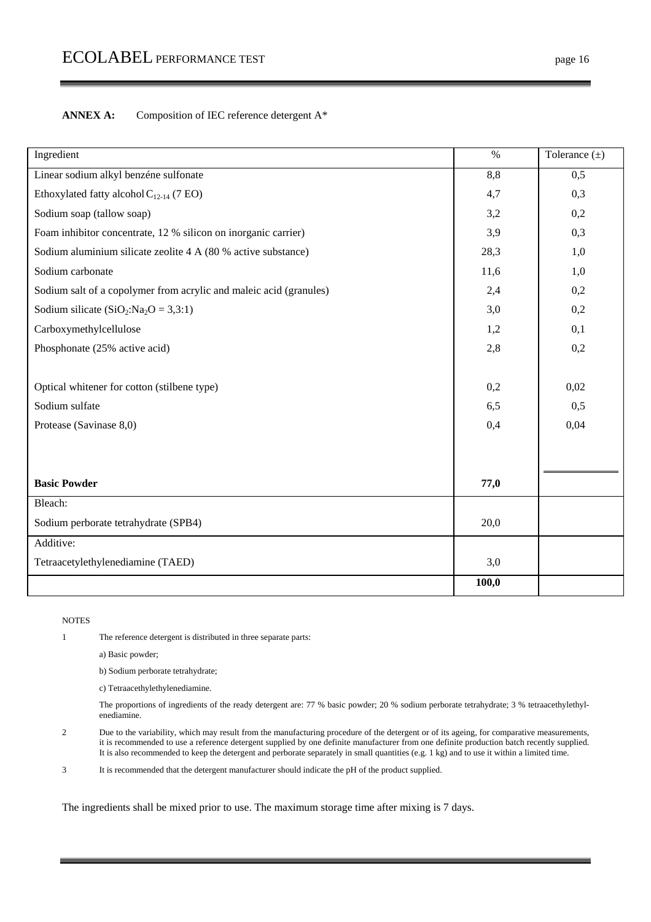**ANNEX A:** Composition of IEC reference detergent A*

| Ingredient | % | Tolerance (±) |
|---|---|---|
| Linear sodium alkyl benzéne sulfonate | 8,8 | 0,5 |
| Ethoxylated fatty alcohol $C_{12-14}$ (7 EO) | 4,7 | 0,3 |
| Sodium soap (tallow soap) | 3,2 | 0,2 |
| Foam inhibitor concentrate, 12 % silicon on inorganic carrier) | 3,9 | 0,3 |
| Sodium aluminium silicate zeolite 4 A (80 % active substance) | 28,3 | 1,0 |
| Sodium carbonate | 11,6 | 1,0 |
| Sodium salt of a copolymer from acrylic and maleic acid (granules) | 2,4 | 0,2 |
| Sodium silicate ($SiO_2$:$Na_2O$ = 3,3:1) | 3,0 | 0,2 |
| Carboxymethylcellulose | 1,2 | 0,1 |
| Phosphonate (25% active acid) | 2,8 | 0,2 |
| Optical whitener for cotton (stilbene type) | 0,2 | 0,02 |
| Sodium sulfate | 6,5 | 0,5 |
| Protease (Savinase 8,0) | 0,4 | 0,04 |
| **Basic Powder** | **77,0** | |
| Bleach: | | |
| Sodium perborate tetrahydrate (SPB4) | 20,0 | |
| Additive: | | |
| Tetraacetylethylenediamine (TAED) | 3,0 | |
| | **100,0** | |

NOTES

1 The reference detergent is distributed in three separate parts:

a) Basic powder;

b) Sodium perborate tetrahydrate;

c) Tetraacethylethylenediamine.

The proportions of ingredients of the ready detergent are: 77 % basic powder; 20 % sodium perborate tetrahydrate; 3 % tetraacethylethylenediamine.

2 Due to the variability, which may result from the manufacturing procedure of the detergent or of its ageing, for comparative measurements, it is recommended to use a reference detergent supplied by one definite manufacturer from one definite production batch recently supplied. It is also recommended to keep the detergent and perborate separately in small quantities (e.g. 1 kg) and to use it within a limited time.

3 It is recommended that the detergent manufacturer should indicate the pH of the product supplied.

The ingredients shall be mixed prior to use. The maximum storage time after mixing is 7 days.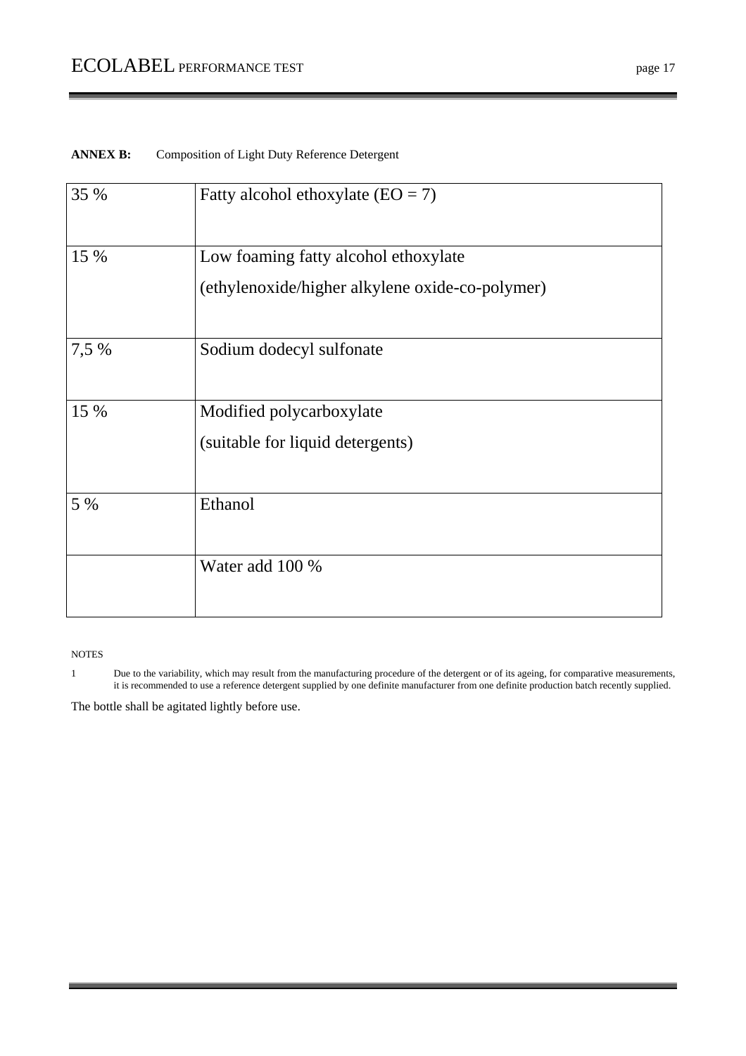**ANNEX B:** Composition of Light Duty Reference Detergent

| | |
|---|---|
| 35 % | Fatty alcohol ethoxylate (EO = 7) |
| 15 % | Low foaming fatty alcohol ethoxylate (ethylenoxide/higher alkylene oxide-co-polymer) |
| 7,5 % | Sodium dodecyl sulfonate |
| 15 % | Modified polycarboxylate (suitable for liquid detergents) |
| 5 % | Ethanol |
| | Water add 100 % |

NOTES

1 Due to the variability, which may result from the manufacturing procedure of the detergent or of its ageing, for comparative measurements, it is recommended to use a reference detergent supplied by one definite manufacturer from one definite production batch recently supplied.

The bottle shall be agitated lightly before use.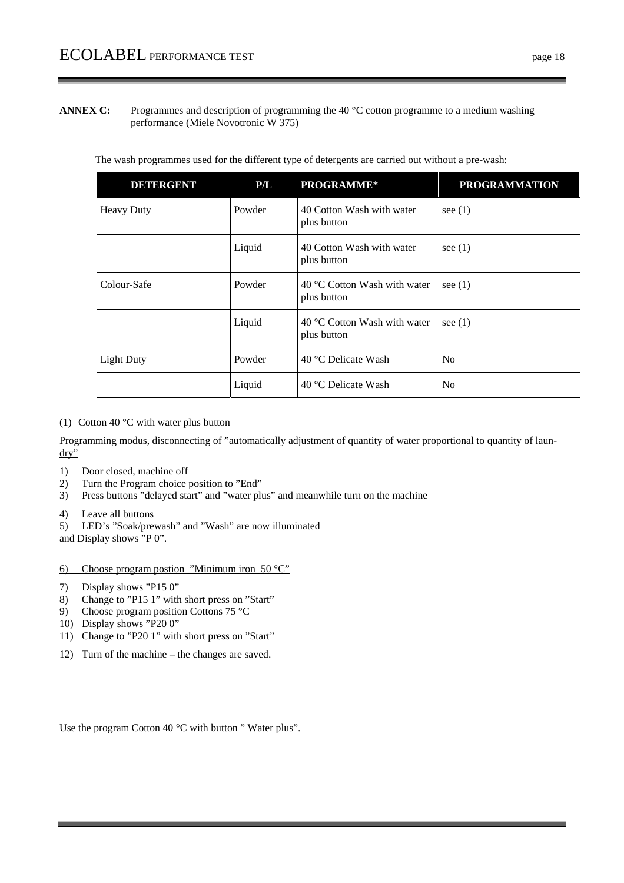**ANNEX C:** Programmes and description of programming the 40 °C cotton programme to a medium washing performance (Miele Novotronic W 375)

The wash programmes used for the different type of detergents are carried out without a pre-wash:

| DETERGENT | P/L | PROGRAMME* | PROGRAMMATION |
|---|---|---|---|
| Heavy Duty | Powder | 40 Cotton Wash with water plus button | see (1) |
| | Liquid | 40 Cotton Wash with water plus button | see (1) |
| Colour-Safe | Powder | 40 °C Cotton Wash with water plus button | see (1) |
| | Liquid | 40 °C Cotton Wash with water plus button | see (1) |
| Light Duty | Powder | 40 °C Delicate Wash | No |
| | Liquid | 40 °C Delicate Wash | No |

(1) Cotton 40 °C with water plus button

<u>Programming modus, disconnecting of "automatically adjustment of quantity of water proportional to quantity of laundry"</u>

1) Door closed, machine off
2) Turn the Program choice position to "End"
3) Press buttons "delayed start" and "water plus" and meanwhile turn on the machine
4) Leave all buttons
5) LED's "Soak/prewash" and "Wash" are now illuminated

and Display shows "P 0".

<u>6) Choose program postion "Minimum iron 50 °C"</u>

7) Display shows "P15 0"
8) Change to "P15 1" with short press on "Start"
9) Choose program position Cottons 75 °C
10) Display shows "P20 0"
11) Change to "P20 1" with short press on "Start"
12) Turn of the machine – the changes are saved.

Use the program Cotton 40 °C with button " Water plus".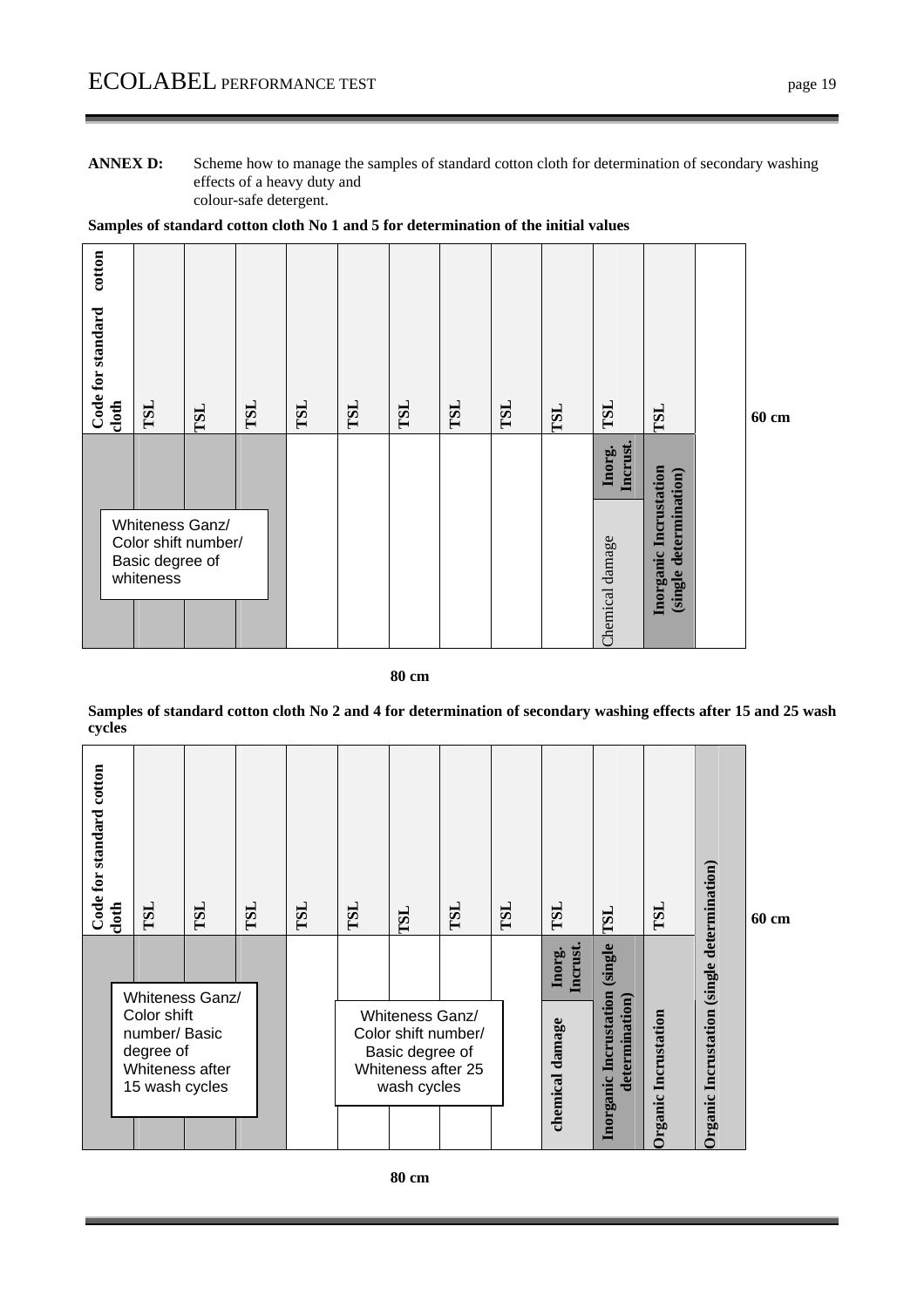**ANNEX D:** Scheme how to manage the samples of standard cotton cloth for determination of secondary washing effects of a heavy duty and colour-safe detergent.

**Samples of standard cotton cloth No 1 and 5 for determination of the initial values**

| Code for standard cotton cloth | TSL | TSL | TSL | TSL | TSL | TSL | TSL | TSL | TSL | TSL | TSL | |
|---|---|---|---|---|---|---|---|---|---|---|---|---|
| | Whiteness Ganz/ Color shift number/ Basic degree of whiteness | | | | | | | | | Inorg. Incrust. / Chemical damage | Inorganic Incrustation (single determination) | |

60 cm

80 cm

**Samples of standard cotton cloth No 2 and 4 for determination of secondary washing effects after 15 and 25 wash cycles**

| Code for standard cotton cloth | TSL | TSL | TSL | TSL | TSL | TSL | TSL | TSL | TSL | TSL | TSL | |
|---|---|---|---|---|---|---|---|---|---|---|---|---|
| | Whiteness Ganz/ Color shift number/ Basic degree of Whiteness after 15 wash cycles | | | | Whiteness Ganz/ Color shift number/ Basic degree of Whiteness after 25 wash cycles | | | | Inorg. Incrust. / chemical damage | Inorganic Incrustation (single determination) | Organic Incrustation | Organic Incrustation (single determination) |

60 cm

80 cm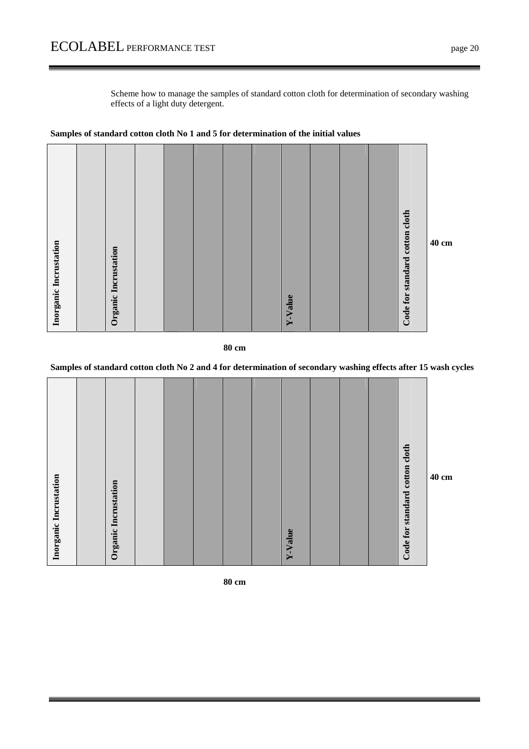Scheme how to manage the samples of standard cotton cloth for determination of secondary washing effects of a light duty detergent.

**Samples of standard cotton cloth No 1 and 5 for determination of the initial values**

| Inorganic Incrustation | | Organic Incrustation | | | | | | Y-Value | | | | Code for standard cotton cloth | |
|---|---|---|---|---|---|---|---|---|---|---|---|---|---|

Height: **40 cm**

Width: **80 cm**

**Samples of standard cotton cloth No 2 and 4 for determination of secondary washing effects after 15 wash cycles**

| Inorganic Incrustation | | Organic Incrustation | | | | | | Y-Value | | | | Code for standard cotton cloth | |
|---|---|---|---|---|---|---|---|---|---|---|---|---|---|

Height: **40 cm**

Width: **80 cm**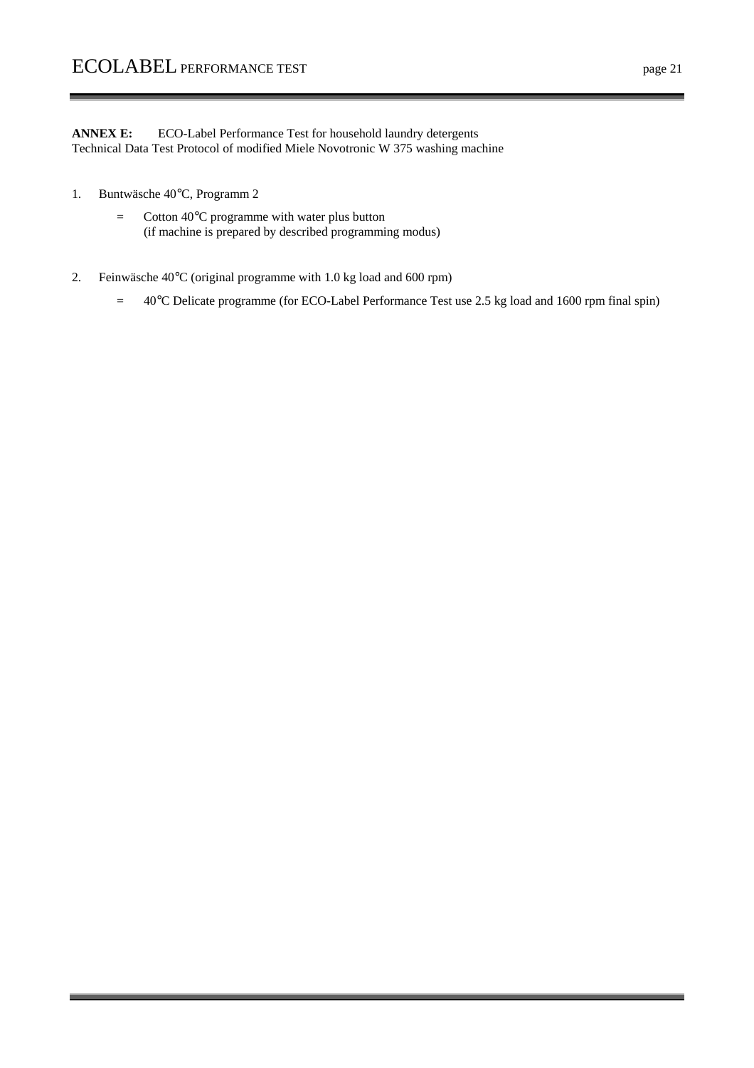**ANNEX E:** ECO-Label Performance Test for household laundry detergents
Technical Data Test Protocol of modified Miele Novotronic W 375 washing machine

1. Buntwäsche 40°C, Programm 2

   = Cotton 40°C programme with water plus button
   (if machine is prepared by described programming modus)

2. Feinwäsche 40°C (original programme with 1.0 kg load and 600 rpm)

   = 40°C Delicate programme (for ECO-Label Performance Test use 2.5 kg load and 1600 rpm final spin)